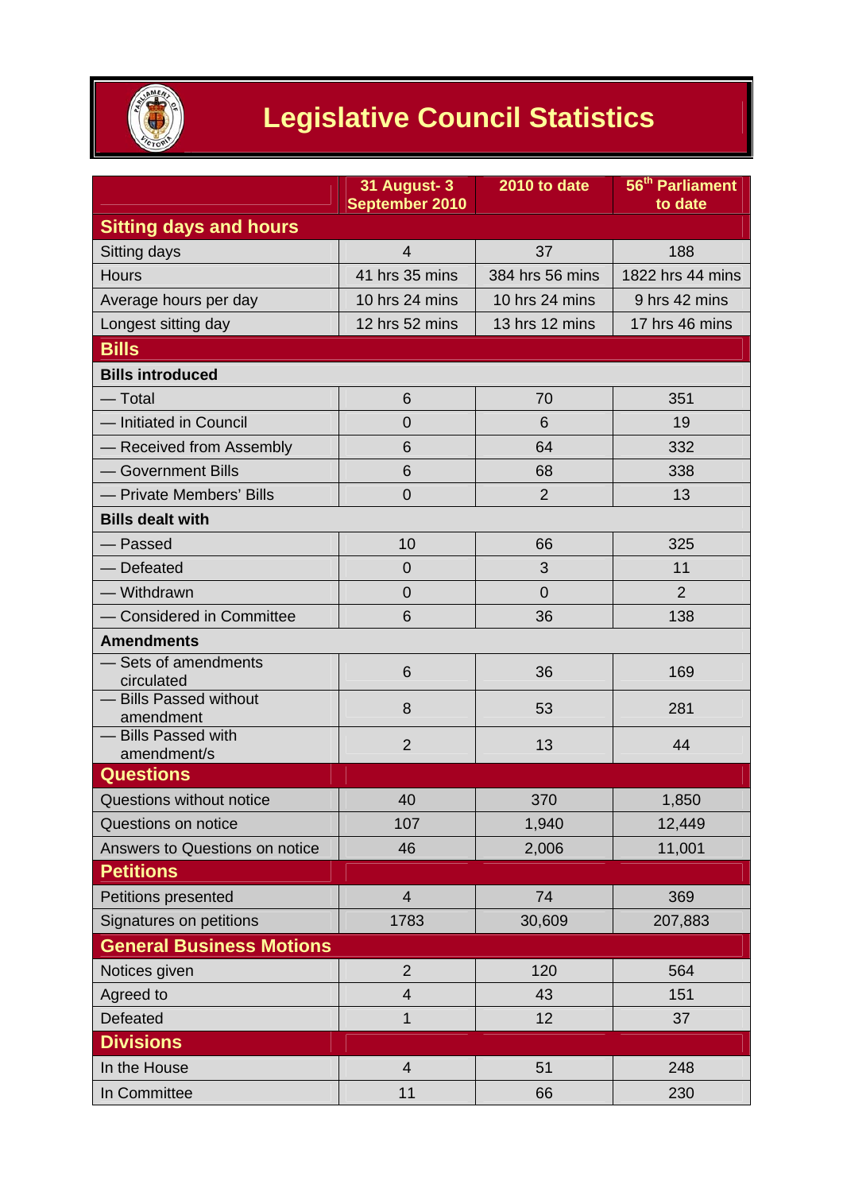# Legislative Council Statistics

| | 31 August- 3 September 2010 | 2010 to date | 56th Parliament to date |
|---|---|---|---|
| **Sitting days and hours** | | | |
| Sitting days | 4 | 37 | 188 |
| Hours | 41 hrs 35 mins | 384 hrs 56 mins | 1822 hrs 44 mins |
| Average hours per day | 10 hrs 24 mins | 10 hrs 24 mins | 9 hrs 42 mins |
| Longest sitting day | 12 hrs 52 mins | 13 hrs 12 mins | 17 hrs 46 mins |
| **Bills** | | | |
| **Bills introduced** | | | |
| — Total | 6 | 70 | 351 |
| — Initiated in Council | 0 | 6 | 19 |
| — Received from Assembly | 6 | 64 | 332 |
| — Government Bills | 6 | 68 | 338 |
| — Private Members' Bills | 0 | 2 | 13 |
| **Bills dealt with** | | | |
| — Passed | 10 | 66 | 325 |
| — Defeated | 0 | 3 | 11 |
| — Withdrawn | 0 | 0 | 2 |
| — Considered in Committee | 6 | 36 | 138 |
| **Amendments** | | | |
| — Sets of amendments circulated | 6 | 36 | 169 |
| — Bills Passed without amendment | 8 | 53 | 281 |
| — Bills Passed with amendment/s | 2 | 13 | 44 |
| **Questions** | | | |
| Questions without notice | 40 | 370 | 1,850 |
| Questions on notice | 107 | 1,940 | 12,449 |
| Answers to Questions on notice | 46 | 2,006 | 11,001 |
| **Petitions** | | | |
| Petitions presented | 4 | 74 | 369 |
| Signatures on petitions | 1783 | 30,609 | 207,883 |
| **General Business Motions** | | | |
| Notices given | 2 | 120 | 564 |
| Agreed to | 4 | 43 | 151 |
| Defeated | 1 | 12 | 37 |
| **Divisions** | | | |
| In the House | 4 | 51 | 248 |
| In Committee | 11 | 66 | 230 |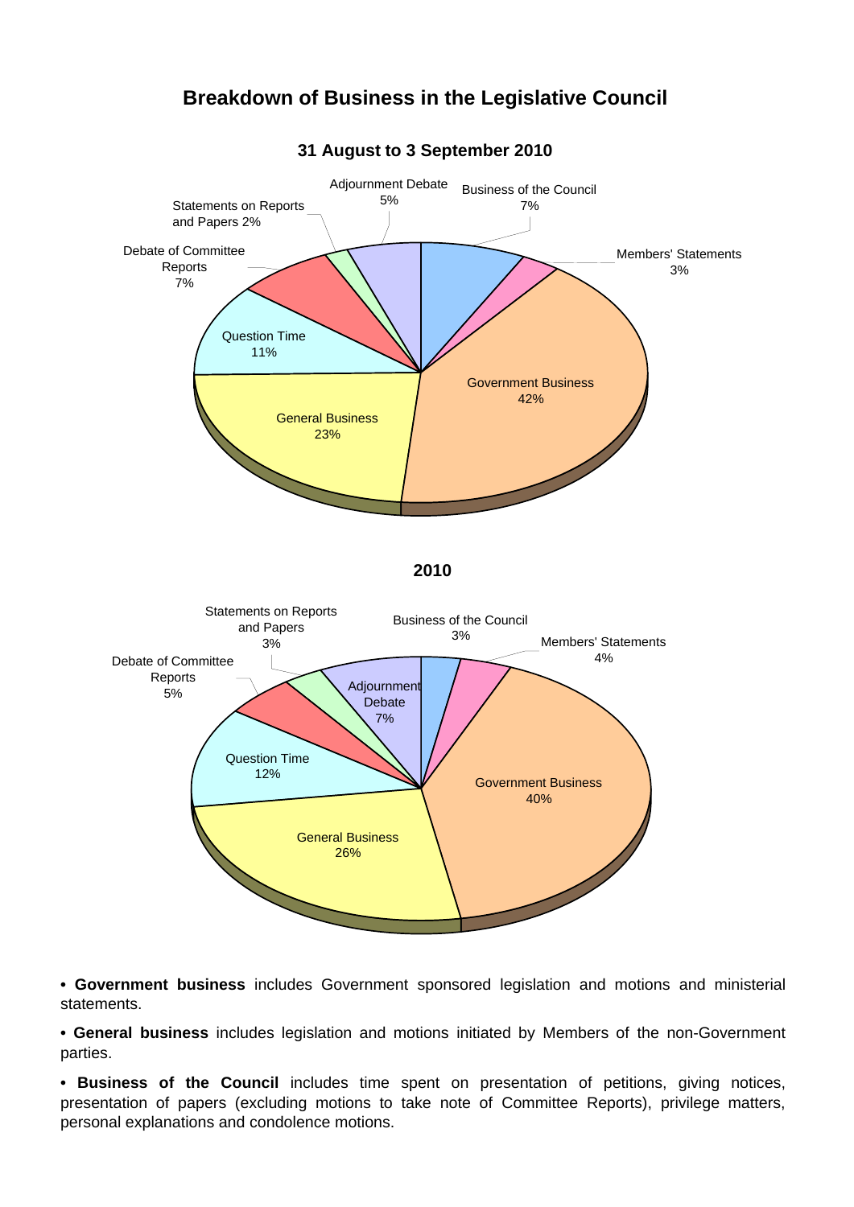# Breakdown of Business in the Legislative Council

## 31 August to 3 September 2010

Adjournment Debate 5%

Business of the Council 7%

Members' Statements 3%

Statements on Reports and Papers 2%

Debate of Committee Reports 7%

Question Time 11%

Government Business 42%

General Business 23%

## 2010

Statements on Reports and Papers 3%

Business of the Council 3%

Members' Statements 4%

Debate of Committee Reports 5%

Adjournment Debate 7%

Question Time 12%

Government Business 40%

General Business 26%

- **Government business** includes Government sponsored legislation and motions and ministerial statements.
- **General business** includes legislation and motions initiated by Members of the non-Government parties.
- **Business of the Council** includes time spent on presentation of petitions, giving notices, presentation of papers (excluding motions to take note of Committee Reports), privilege matters, personal explanations and condolence motions.